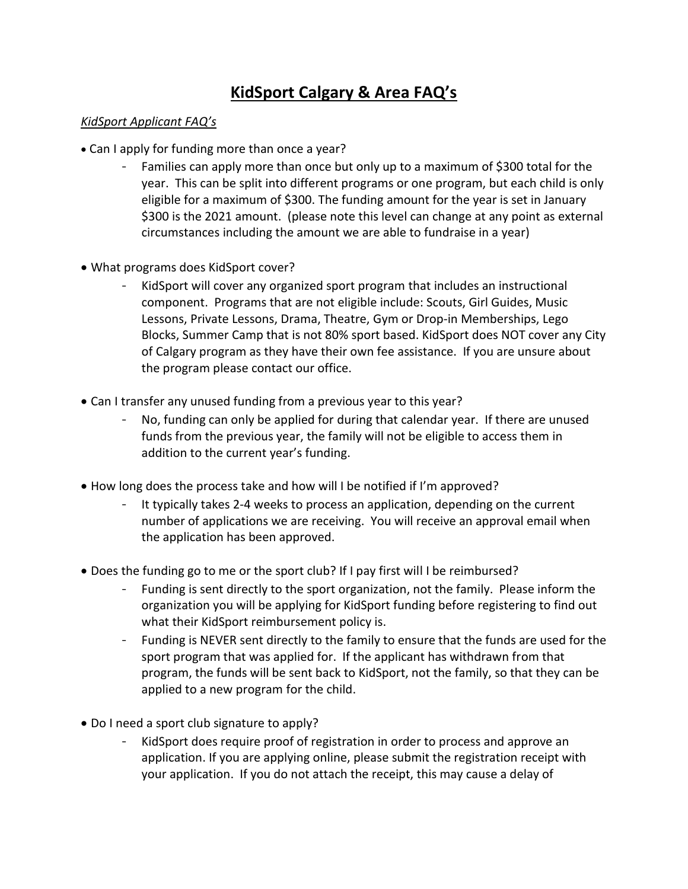# KidSport Calgary & Area FAQ's

*KidSport Applicant FAQ's*

- Can I apply for funding more than once a year?
  - Families can apply more than once but only up to a maximum of $300 total for the year. This can be split into different programs or one program, but each child is only eligible for a maximum of $300. The funding amount for the year is set in January $300 is the 2021 amount. (please note this level can change at any point as external circumstances including the amount we are able to fundraise in a year)

- What programs does KidSport cover?
  - KidSport will cover any organized sport program that includes an instructional component. Programs that are not eligible include: Scouts, Girl Guides, Music Lessons, Private Lessons, Drama, Theatre, Gym or Drop-in Memberships, Lego Blocks, Summer Camp that is not 80% sport based. KidSport does NOT cover any City of Calgary program as they have their own fee assistance. If you are unsure about the program please contact our office.

- Can I transfer any unused funding from a previous year to this year?
  - No, funding can only be applied for during that calendar year. If there are unused funds from the previous year, the family will not be eligible to access them in addition to the current year's funding.

- How long does the process take and how will I be notified if I'm approved?
  - It typically takes 2-4 weeks to process an application, depending on the current number of applications we are receiving. You will receive an approval email when the application has been approved.

- Does the funding go to me or the sport club? If I pay first will I be reimbursed?
  - Funding is sent directly to the sport organization, not the family. Please inform the organization you will be applying for KidSport funding before registering to find out what their KidSport reimbursement policy is.
  - Funding is NEVER sent directly to the family to ensure that the funds are used for the sport program that was applied for. If the applicant has withdrawn from that program, the funds will be sent back to KidSport, not the family, so that they can be applied to a new program for the child.

- Do I need a sport club signature to apply?
  - KidSport does require proof of registration in order to process and approve an application. If you are applying online, please submit the registration receipt with your application. If you do not attach the receipt, this may cause a delay of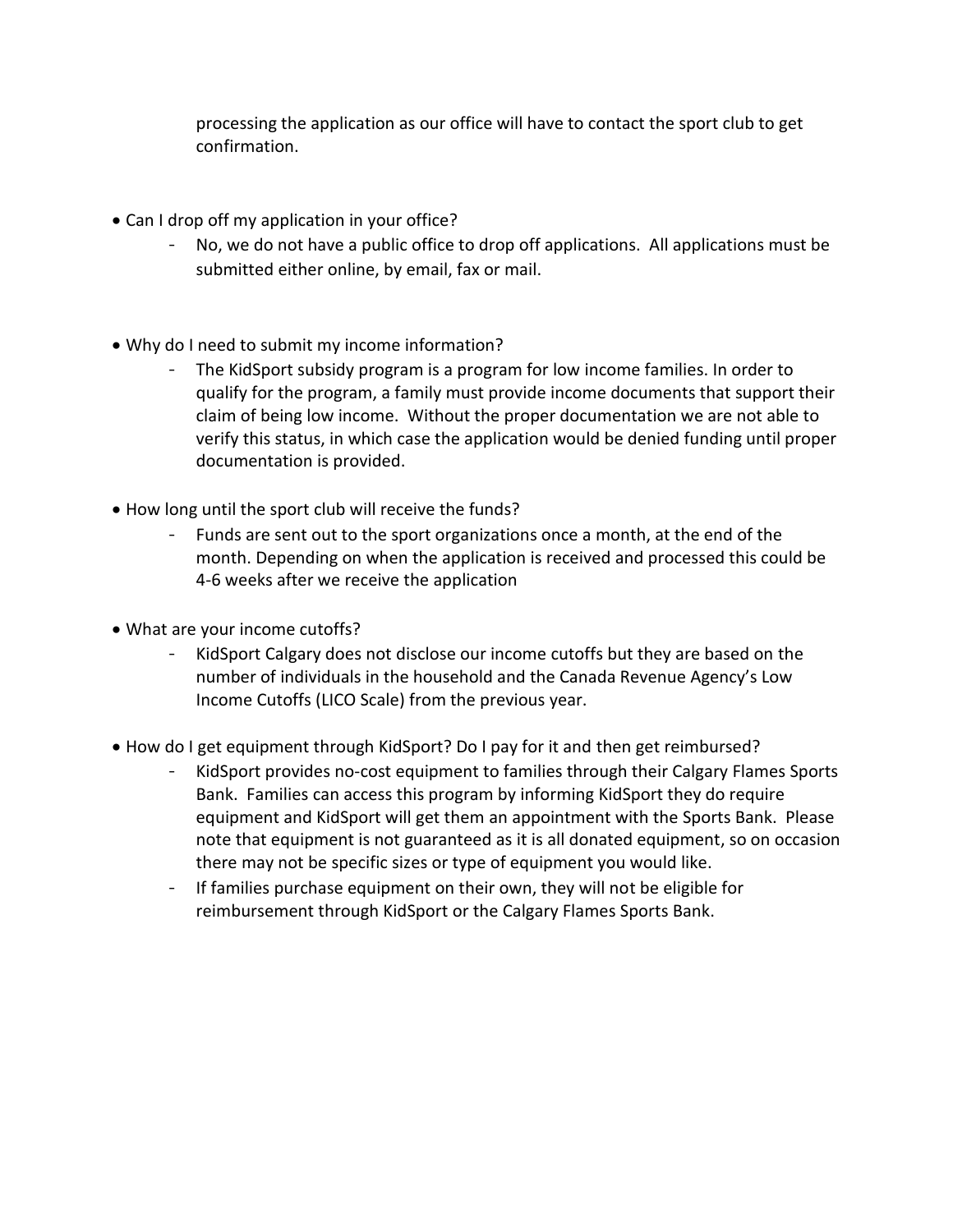processing the application as our office will have to contact the sport club to get confirmation.

- Can I drop off my application in your office?
  - No, we do not have a public office to drop off applications. All applications must be submitted either online, by email, fax or mail.

- Why do I need to submit my income information?
  - The KidSport subsidy program is a program for low income families. In order to qualify for the program, a family must provide income documents that support their claim of being low income. Without the proper documentation we are not able to verify this status, in which case the application would be denied funding until proper documentation is provided.

- How long until the sport club will receive the funds?
  - Funds are sent out to the sport organizations once a month, at the end of the month. Depending on when the application is received and processed this could be 4-6 weeks after we receive the application

- What are your income cutoffs?
  - KidSport Calgary does not disclose our income cutoffs but they are based on the number of individuals in the household and the Canada Revenue Agency's Low Income Cutoffs (LICO Scale) from the previous year.

- How do I get equipment through KidSport? Do I pay for it and then get reimbursed?
  - KidSport provides no-cost equipment to families through their Calgary Flames Sports Bank. Families can access this program by informing KidSport they do require equipment and KidSport will get them an appointment with the Sports Bank. Please note that equipment is not guaranteed as it is all donated equipment, so on occasion there may not be specific sizes or type of equipment you would like.
  - If families purchase equipment on their own, they will not be eligible for reimbursement through KidSport or the Calgary Flames Sports Bank.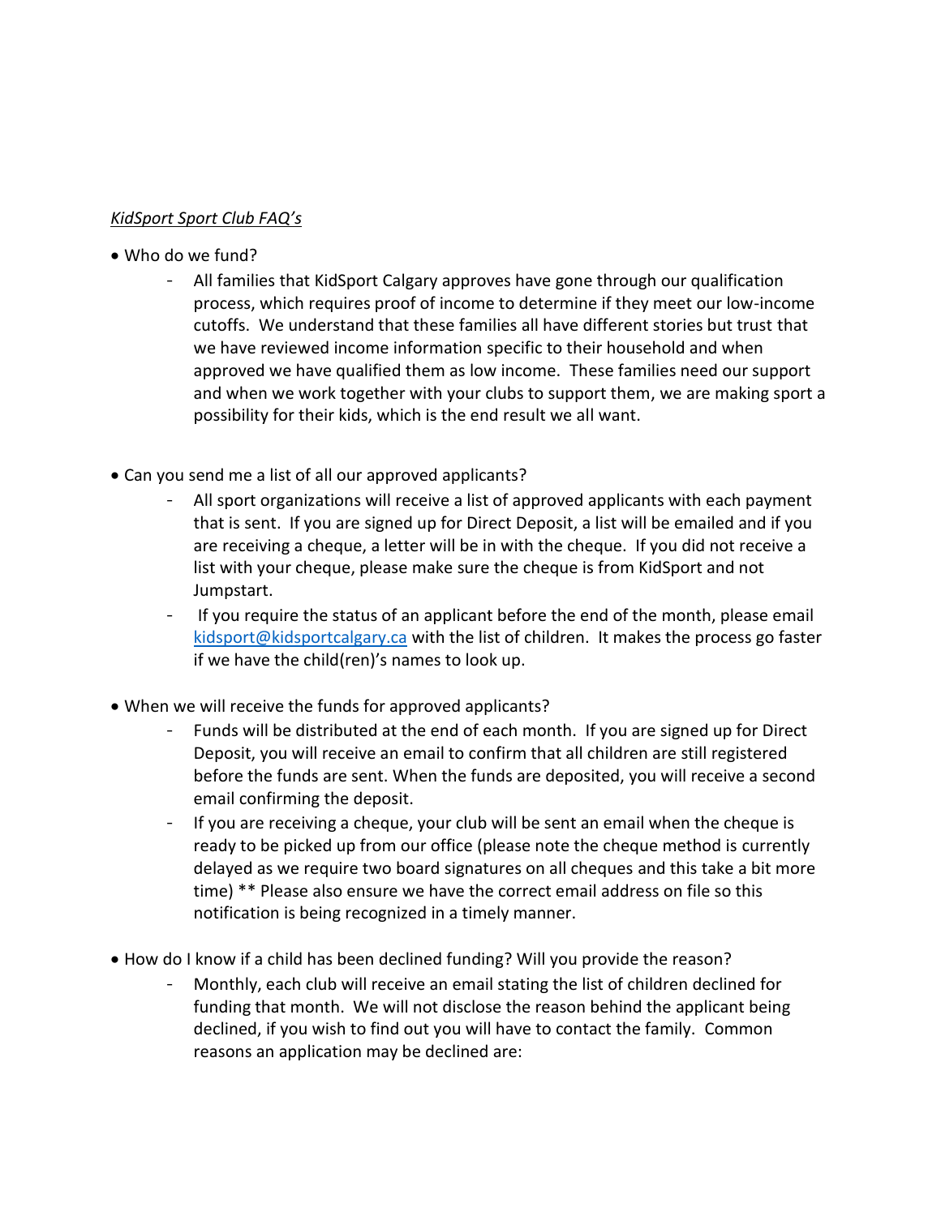*KidSport Sport Club FAQ's*

- Who do we fund?
    - All families that KidSport Calgary approves have gone through our qualification process, which requires proof of income to determine if they meet our low-income cutoffs. We understand that these families all have different stories but trust that we have reviewed income information specific to their household and when approved we have qualified them as low income. These families need our support and when we work together with your clubs to support them, we are making sport a possibility for their kids, which is the end result we all want.

- Can you send me a list of all our approved applicants?
    - All sport organizations will receive a list of approved applicants with each payment that is sent. If you are signed up for Direct Deposit, a list will be emailed and if you are receiving a cheque, a letter will be in with the cheque. If you did not receive a list with your cheque, please make sure the cheque is from KidSport and not Jumpstart.
    - If you require the status of an applicant before the end of the month, please email kidsport@kidsportcalgary.ca with the list of children. It makes the process go faster if we have the child(ren)'s names to look up.

- When we will receive the funds for approved applicants?
    - Funds will be distributed at the end of each month. If you are signed up for Direct Deposit, you will receive an email to confirm that all children are still registered before the funds are sent. When the funds are deposited, you will receive a second email confirming the deposit.
    - If you are receiving a cheque, your club will be sent an email when the cheque is ready to be picked up from our office (please note the cheque method is currently delayed as we require two board signatures on all cheques and this take a bit more time) ** Please also ensure we have the correct email address on file so this notification is being recognized in a timely manner.

- How do I know if a child has been declined funding? Will you provide the reason?
    - Monthly, each club will receive an email stating the list of children declined for funding that month. We will not disclose the reason behind the applicant being declined, if you wish to find out you will have to contact the family. Common reasons an application may be declined are: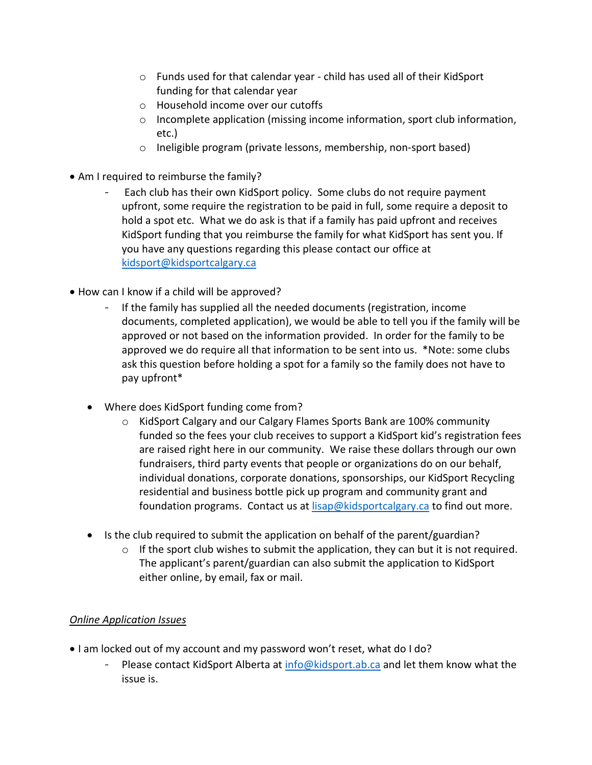- Funds used for that calendar year - child has used all of their KidSport funding for that calendar year
    - Household income over our cutoffs
    - Incomplete application (missing income information, sport club information, etc.)
    - Ineligible program (private lessons, membership, non-sport based)

- Am I required to reimburse the family?
  - Each club has their own KidSport policy. Some clubs do not require payment upfront, some require the registration to be paid in full, some require a deposit to hold a spot etc. What we do ask is that if a family has paid upfront and receives KidSport funding that you reimburse the family for what KidSport has sent you. If you have any questions regarding this please contact our office at kidsport@kidsportcalgary.ca

- How can I know if a child will be approved?
  - If the family has supplied all the needed documents (registration, income documents, completed application), we would be able to tell you if the family will be approved or not based on the information provided. In order for the family to be approved we do require all that information to be sent into us. *Note: some clubs ask this question before holding a spot for a family so the family does not have to pay upfront*

- Where does KidSport funding come from?
  - KidSport Calgary and our Calgary Flames Sports Bank are 100% community funded so the fees your club receives to support a KidSport kid's registration fees are raised right here in our community. We raise these dollars through our own fundraisers, third party events that people or organizations do on our behalf, individual donations, corporate donations, sponsorships, our KidSport Recycling residential and business bottle pick up program and community grant and foundation programs. Contact us at lisap@kidsportcalgary.ca to find out more.

- Is the club required to submit the application on behalf of the parent/guardian?
  - If the sport club wishes to submit the application, they can but it is not required. The applicant's parent/guardian can also submit the application to KidSport either online, by email, fax or mail.

*Online Application Issues*

- I am locked out of my account and my password won't reset, what do I do?
  - Please contact KidSport Alberta at info@kidsport.ab.ca and let them know what the issue is.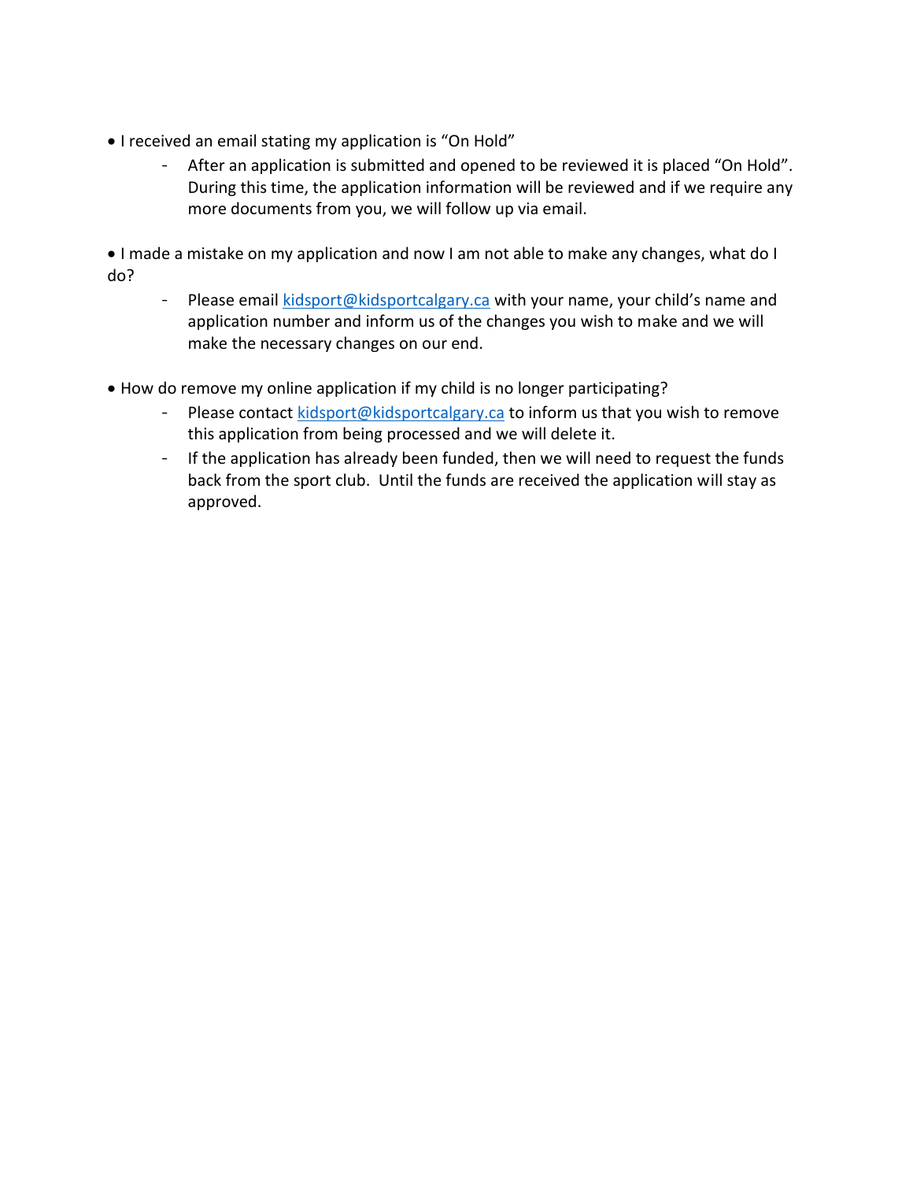- I received an email stating my application is "On Hold"
    - After an application is submitted and opened to be reviewed it is placed "On Hold". During this time, the application information will be reviewed and if we require any more documents from you, we will follow up via email.

- I made a mistake on my application and now I am not able to make any changes, what do I do?
    - Please email kidsport@kidsportcalgary.ca with your name, your child's name and application number and inform us of the changes you wish to make and we will make the necessary changes on our end.

- How do remove my online application if my child is no longer participating?
    - Please contact kidsport@kidsportcalgary.ca to inform us that you wish to remove this application from being processed and we will delete it.
    - If the application has already been funded, then we will need to request the funds back from the sport club. Until the funds are received the application will stay as approved.